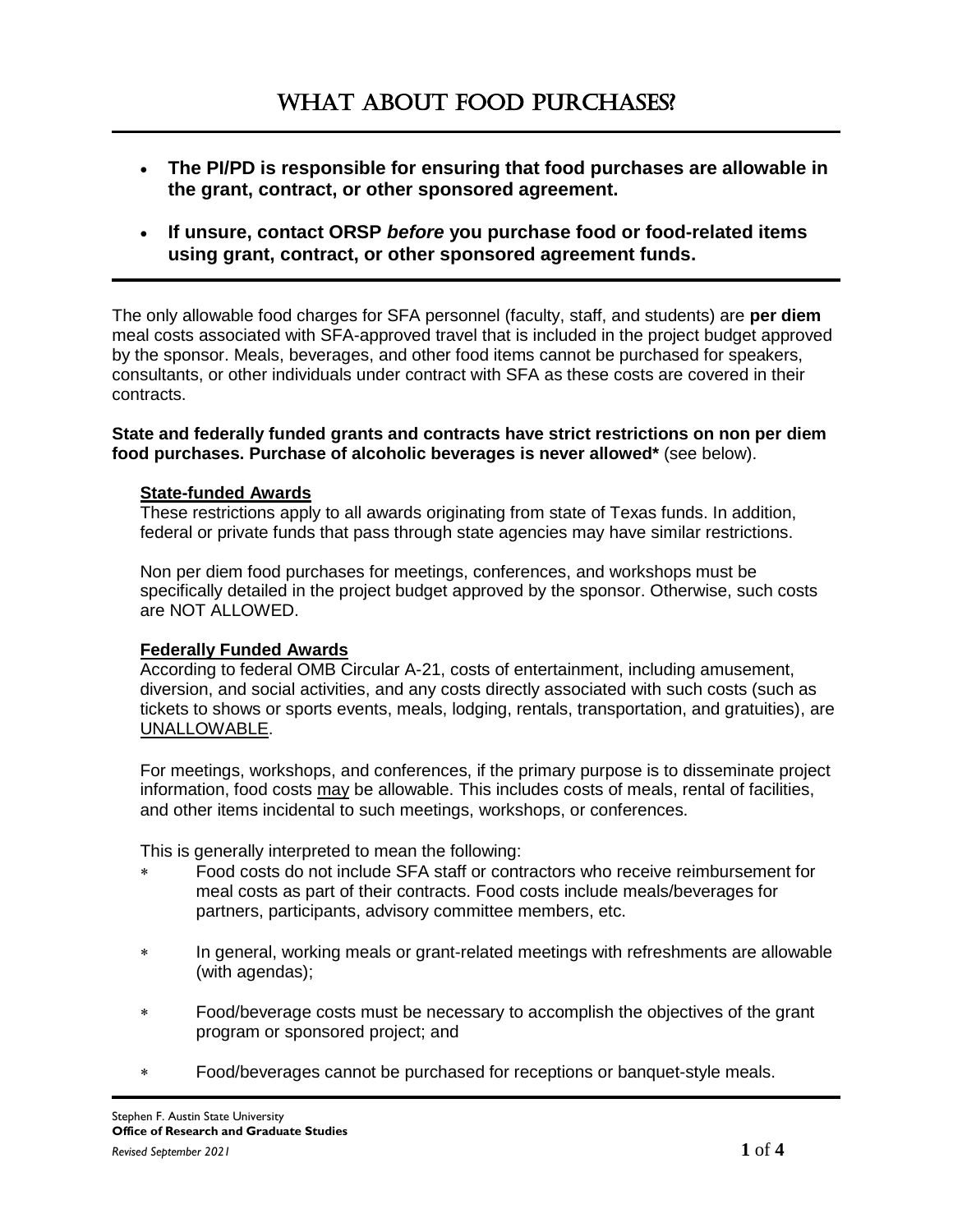# What About Food Purchases?

- **The PI/PD is responsible for ensuring that food purchases are allowable in the grant, contract, or other sponsored agreement.**
- **If unsure, contact ORSP *before* you purchase food or food-related items using grant, contract, or other sponsored agreement funds.**

The only allowable food charges for SFA personnel (faculty, staff, and students) are **per diem** meal costs associated with SFA-approved travel that is included in the project budget approved by the sponsor. Meals, beverages, and other food items cannot be purchased for speakers, consultants, or other individuals under contract with SFA as these costs are covered in their contracts.

**State and federally funded grants and contracts have strict restrictions on non per diem food purchases. Purchase of alcoholic beverages is never allowed*** (see below).

### State-funded Awards

These restrictions apply to all awards originating from state of Texas funds. In addition, federal or private funds that pass through state agencies may have similar restrictions.

Non per diem food purchases for meetings, conferences, and workshops must be specifically detailed in the project budget approved by the sponsor. Otherwise, such costs are NOT ALLOWED.

### Federally Funded Awards

According to federal OMB Circular A-21, costs of entertainment, including amusement, diversion, and social activities, and any costs directly associated with such costs (such as tickets to shows or sports events, meals, lodging, rentals, transportation, and gratuities), are UNALLOWABLE.

For meetings, workshops, and conferences, if the primary purpose is to disseminate project information, food costs may be allowable. This includes costs of meals, rental of facilities, and other items incidental to such meetings, workshops, or conferences.

This is generally interpreted to mean the following:

- Food costs do not include SFA staff or contractors who receive reimbursement for meal costs as part of their contracts. Food costs include meals/beverages for partners, participants, advisory committee members, etc.
- In general, working meals or grant-related meetings with refreshments are allowable (with agendas);
- Food/beverage costs must be necessary to accomplish the objectives of the grant program or sponsored project; and
- Food/beverages cannot be purchased for receptions or banquet-style meals.

Stephen F. Austin State University
**Office of Research and Graduate Studies**
*Revised September 2021*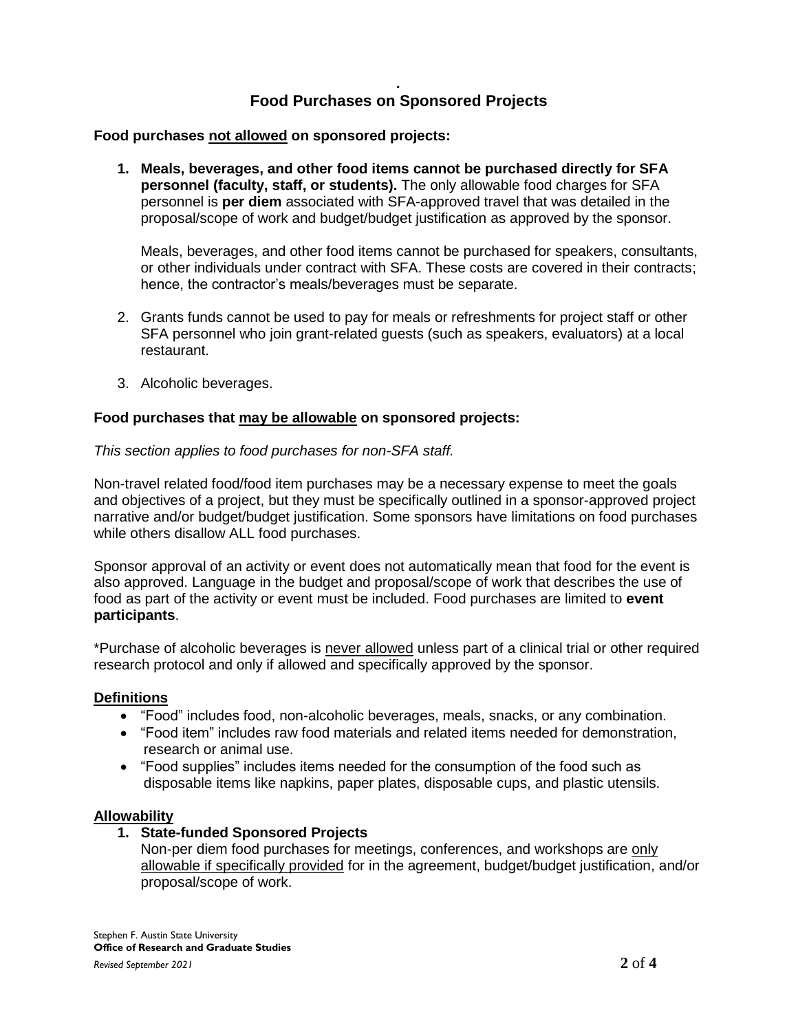## Food Purchases on Sponsored Projects

**Food purchases <u>not allowed</u> on sponsored projects:**

1. **Meals, beverages, and other food items cannot be purchased directly for SFA personnel (faculty, staff, or students).** The only allowable food charges for SFA personnel is **per diem** associated with SFA-approved travel that was detailed in the proposal/scope of work and budget/budget justification as approved by the sponsor.

   Meals, beverages, and other food items cannot be purchased for speakers, consultants, or other individuals under contract with SFA. These costs are covered in their contracts; hence, the contractor's meals/beverages must be separate.

2. Grants funds cannot be used to pay for meals or refreshments for project staff or other SFA personnel who join grant-related guests (such as speakers, evaluators) at a local restaurant.

3. Alcoholic beverages.

**Food purchases that <u>may be allowable</u> on sponsored projects:**

*This section applies to food purchases for non-SFA staff.*

Non-travel related food/food item purchases may be a necessary expense to meet the goals and objectives of a project, but they must be specifically outlined in a sponsor-approved project narrative and/or budget/budget justification. Some sponsors have limitations on food purchases while others disallow ALL food purchases.

Sponsor approval of an activity or event does not automatically mean that food for the event is also approved. Language in the budget and proposal/scope of work that describes the use of food as part of the activity or event must be included. Food purchases are limited to **event participants**.

*Purchase of alcoholic beverages is <u>never allowed</u> unless part of a clinical trial or other required research protocol and only if allowed and specifically approved by the sponsor.

**<u>Definitions</u>**

- "Food" includes food, non-alcoholic beverages, meals, snacks, or any combination.
- "Food item" includes raw food materials and related items needed for demonstration, research or animal use.
- "Food supplies" includes items needed for the consumption of the food such as disposable items like napkins, paper plates, disposable cups, and plastic utensils.

**<u>Allowability</u>**

1. **State-funded Sponsored Projects**
   Non-per diem food purchases for meetings, conferences, and workshops are <u>only allowable if specifically provided</u> for in the agreement, budget/budget justification, and/or proposal/scope of work.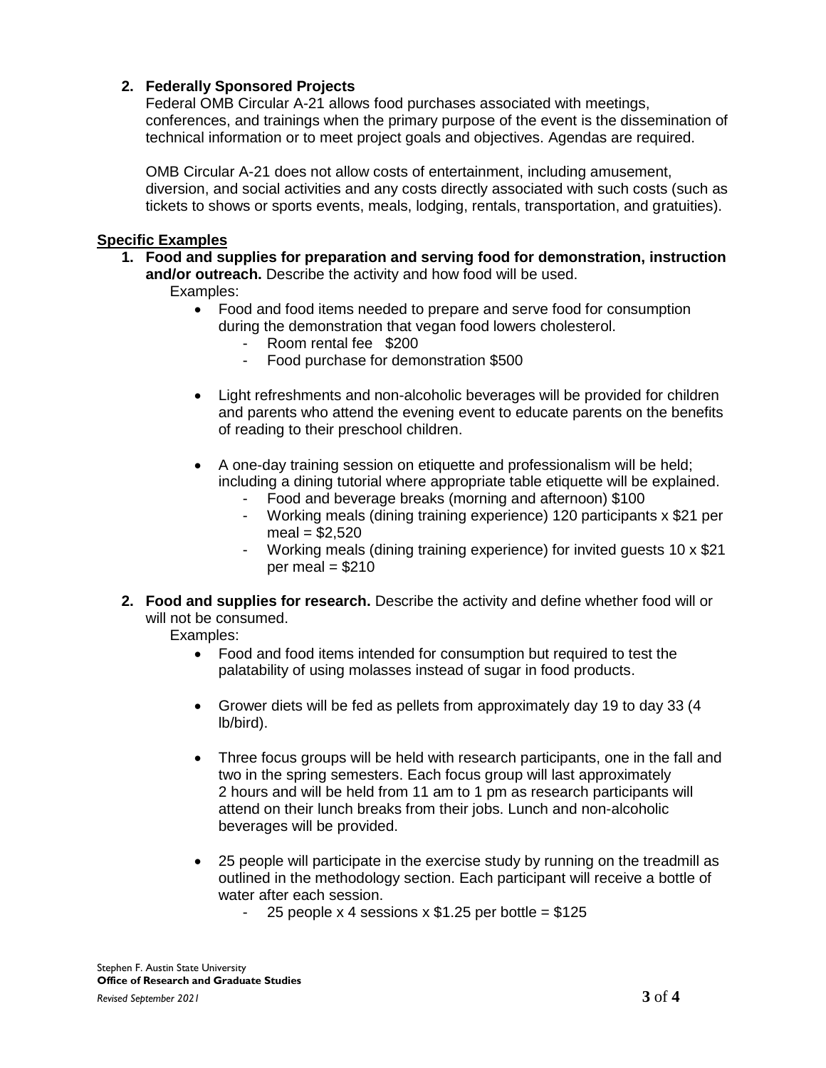2. **Federally Sponsored Projects**

   Federal OMB Circular A-21 allows food purchases associated with meetings, conferences, and trainings when the primary purpose of the event is the dissemination of technical information or to meet project goals and objectives. Agendas are required.

   OMB Circular A-21 does not allow costs of entertainment, including amusement, diversion, and social activities and any costs directly associated with such costs (such as tickets to shows or sports events, meals, lodging, rentals, transportation, and gratuities).

**Specific Examples**

1. **Food and supplies for preparation and serving food for demonstration, instruction and/or outreach.** Describe the activity and how food will be used.

   Examples:
   - Food and food items needed to prepare and serve food for consumption during the demonstration that vegan food lowers cholesterol.
     - Room rental fee $200
     - Food purchase for demonstration $500
   - Light refreshments and non-alcoholic beverages will be provided for children and parents who attend the evening event to educate parents on the benefits of reading to their preschool children.
   - A one-day training session on etiquette and professionalism will be held; including a dining tutorial where appropriate table etiquette will be explained.
     - Food and beverage breaks (morning and afternoon) $100
     - Working meals (dining training experience) 120 participants x $21 per meal = $2,520
     - Working meals (dining training experience) for invited guests 10 x $21 per meal = $210

2. **Food and supplies for research.** Describe the activity and define whether food will or will not be consumed.

   Examples:
   - Food and food items intended for consumption but required to test the palatability of using molasses instead of sugar in food products.
   - Grower diets will be fed as pellets from approximately day 19 to day 33 (4 lb/bird).
   - Three focus groups will be held with research participants, one in the fall and two in the spring semesters. Each focus group will last approximately 2 hours and will be held from 11 am to 1 pm as research participants will attend on their lunch breaks from their jobs. Lunch and non-alcoholic beverages will be provided.
   - 25 people will participate in the exercise study by running on the treadmill as outlined in the methodology section. Each participant will receive a bottle of water after each session.
     - 25 people x 4 sessions x $1.25 per bottle = $125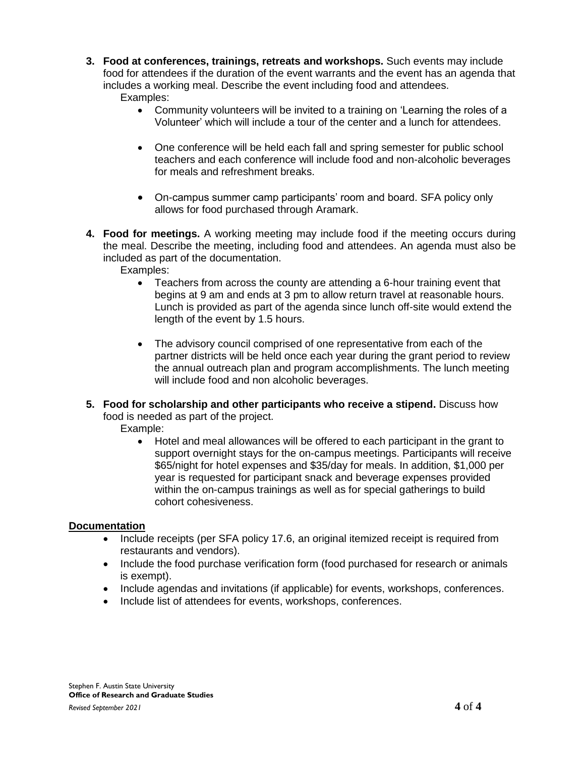3. **Food at conferences, trainings, retreats and workshops.** Such events may include food for attendees if the duration of the event warrants and the event has an agenda that includes a working meal. Describe the event including food and attendees.
   Examples:
   - Community volunteers will be invited to a training on 'Learning the roles of a Volunteer' which will include a tour of the center and a lunch for attendees.
   - One conference will be held each fall and spring semester for public school teachers and each conference will include food and non-alcoholic beverages for meals and refreshment breaks.
   - On-campus summer camp participants' room and board. SFA policy only allows for food purchased through Aramark.

4. **Food for meetings.** A working meeting may include food if the meeting occurs during the meal. Describe the meeting, including food and attendees. An agenda must also be included as part of the documentation.
   Examples:
   - Teachers from across the county are attending a 6-hour training event that begins at 9 am and ends at 3 pm to allow return travel at reasonable hours. Lunch is provided as part of the agenda since lunch off-site would extend the length of the event by 1.5 hours.
   - The advisory council comprised of one representative from each of the partner districts will be held once each year during the grant period to review the annual outreach plan and program accomplishments. The lunch meeting will include food and non alcoholic beverages.

5. **Food for scholarship and other participants who receive a stipend.** Discuss how food is needed as part of the project.
   Example:
   - Hotel and meal allowances will be offered to each participant in the grant to support overnight stays for the on-campus meetings. Participants will receive $65/night for hotel expenses and $35/day for meals. In addition, $1,000 per year is requested for participant snack and beverage expenses provided within the on-campus trainings as well as for special gatherings to build cohort cohesiveness.

**Documentation**

- Include receipts (per SFA policy 17.6, an original itemized receipt is required from restaurants and vendors).
- Include the food purchase verification form (food purchased for research or animals is exempt).
- Include agendas and invitations (if applicable) for events, workshops, conferences.
- Include list of attendees for events, workshops, conferences.

Stephen F. Austin State University
**Office of Research and Graduate Studies**
*Revised September 2021*